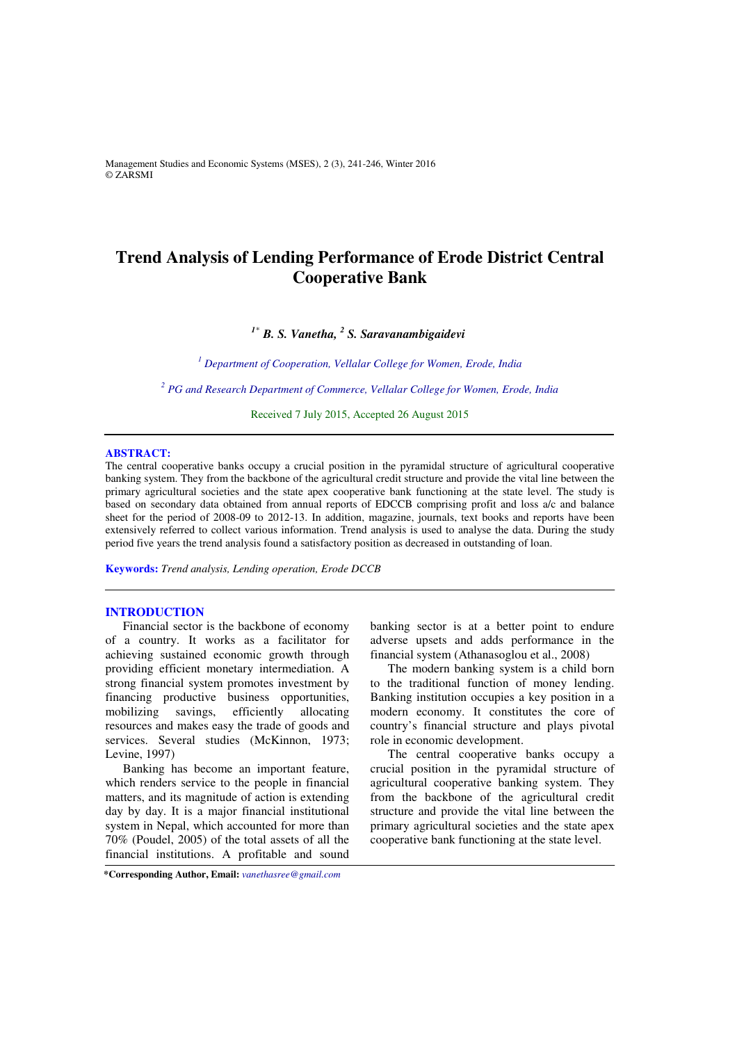# Trend Analysis of Lending Performance of Erode District Central Cooperative Bank

***[1*] B. S. Vanetha, [2] S. Saravanambigaidevi***

*[1] Department of Cooperation, Vellalar College for Women, Erode, India*

*[2] PG and Research Department of Commerce, Vellalar College for Women, Erode, India*

Received 7 July 2015, Accepted 26 August 2015

---

**ABSTRACT:**

The central cooperative banks occupy a crucial position in the pyramidal structure of agricultural cooperative banking system. They from the backbone of the agricultural credit structure and provide the vital line between the primary agricultural societies and the state apex cooperative bank functioning at the state level. The study is based on secondary data obtained from annual reports of EDCCB comprising profit and loss a/c and balance sheet for the period of 2008-09 to 2012-13. In addition, magazine, journals, text books and reports have been extensively referred to collect various information. Trend analysis is used to analyse the data. During the study period five years the trend analysis found a satisfactory position as decreased in outstanding of loan.

**Keywords:** *Trend analysis, Lending operation, Erode DCCB*

---

## INTRODUCTION

Financial sector is the backbone of economy of a country. It works as a facilitator for achieving sustained economic growth through providing efficient monetary intermediation. A strong financial system promotes investment by financing productive business opportunities, mobilizing savings, efficiently allocating resources and makes easy the trade of goods and services. Several studies (McKinnon, 1973; Levine, 1997)

Banking has become an important feature, which renders service to the people in financial matters, and its magnitude of action is extending day by day. It is a major financial institutional system in Nepal, which accounted for more than 70% (Poudel, 2005) of the total assets of all the financial institutions. A profitable and sound banking sector is at a better point to endure adverse upsets and adds performance in the financial system (Athanasoglou et al., 2008)

The modern banking system is a child born to the traditional function of money lending. Banking institution occupies a key position in a modern economy. It constitutes the core of country's financial structure and plays pivotal role in economic development.

The central cooperative banks occupy a crucial position in the pyramidal structure of agricultural cooperative banking system. They from the backbone of the agricultural credit structure and provide the vital line between the primary agricultural societies and the state apex cooperative bank functioning at the state level.

---

**\*Corresponding Author, Email:** *vanethasree@gmail.com*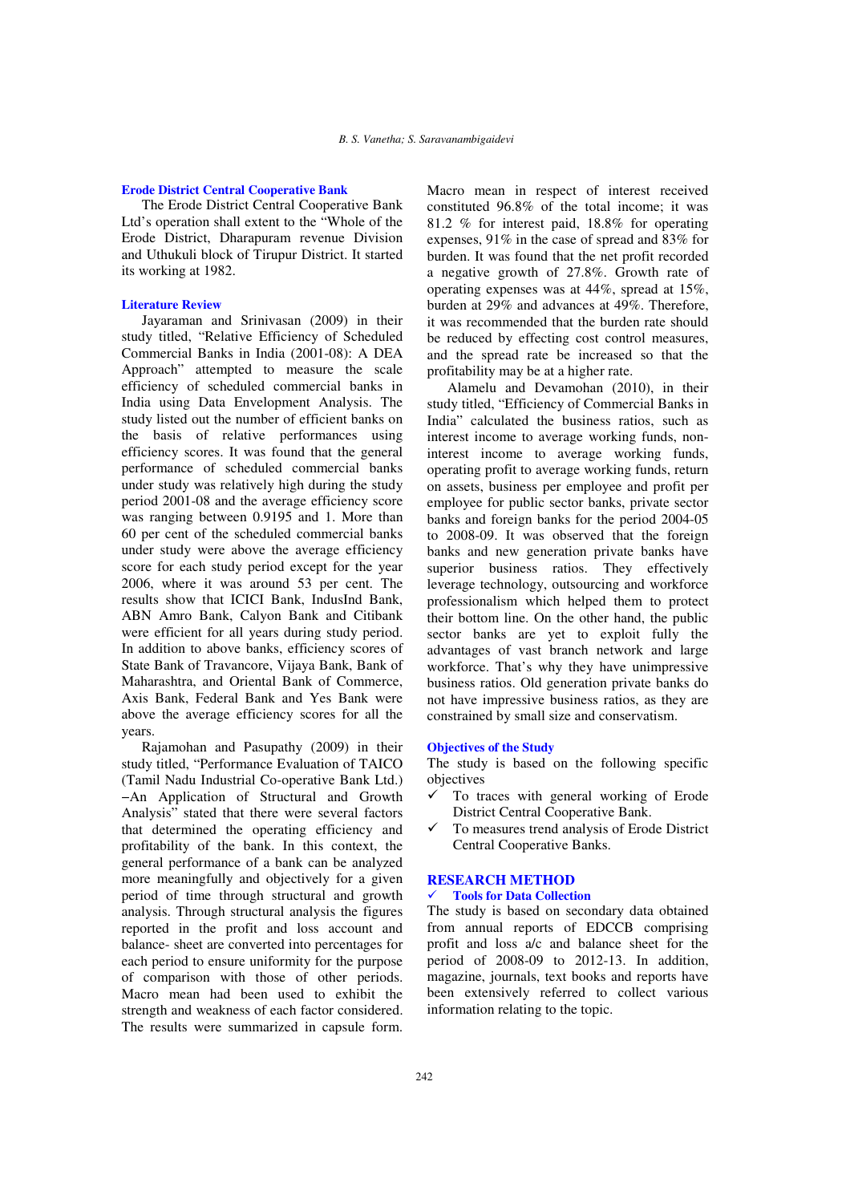### Erode District Central Cooperative Bank

The Erode District Central Cooperative Bank Ltd's operation shall extent to the "Whole of the Erode District, Dharapuram revenue Division and Uthukuli block of Tirupur District. It started its working at 1982.

### Literature Review

Jayaraman and Srinivasan (2009) in their study titled, "Relative Efficiency of Scheduled Commercial Banks in India (2001-08): A DEA Approach" attempted to measure the scale efficiency of scheduled commercial banks in India using Data Envelopment Analysis. The study listed out the number of efficient banks on the basis of relative performances using efficiency scores. It was found that the general performance of scheduled commercial banks under study was relatively high during the study period 2001-08 and the average efficiency score was ranging between 0.9195 and 1. More than 60 per cent of the scheduled commercial banks under study were above the average efficiency score for each study period except for the year 2006, where it was around 53 per cent. The results show that ICICI Bank, IndusInd Bank, ABN Amro Bank, Calyon Bank and Citibank were efficient for all years during study period. In addition to above banks, efficiency scores of State Bank of Travancore, Vijaya Bank, Bank of Maharashtra, and Oriental Bank of Commerce, Axis Bank, Federal Bank and Yes Bank were above the average efficiency scores for all the years.

Rajamohan and Pasupathy (2009) in their study titled, "Performance Evaluation of TAICO (Tamil Nadu Industrial Co-operative Bank Ltd.) –An Application of Structural and Growth Analysis" stated that there were several factors that determined the operating efficiency and profitability of the bank. In this context, the general performance of a bank can be analyzed more meaningfully and objectively for a given period of time through structural and growth analysis. Through structural analysis the figures reported in the profit and loss account and balance- sheet are converted into percentages for each period to ensure uniformity for the purpose of comparison with those of other periods. Macro mean had been used to exhibit the strength and weakness of each factor considered. The results were summarized in capsule form. Macro mean in respect of interest received constituted 96.8% of the total income; it was 81.2 % for interest paid, 18.8% for operating expenses, 91% in the case of spread and 83% for burden. It was found that the net profit recorded a negative growth of 27.8%. Growth rate of operating expenses was at 44%, spread at 15%, burden at 29% and advances at 49%. Therefore, it was recommended that the burden rate should be reduced by effecting cost control measures, and the spread rate be increased so that the profitability may be at a higher rate.

Alamelu and Devamohan (2010), in their study titled, "Efficiency of Commercial Banks in India" calculated the business ratios, such as interest income to average working funds, non-interest income to average working funds, operating profit to average working funds, return on assets, business per employee and profit per employee for public sector banks, private sector banks and foreign banks for the period 2004-05 to 2008-09. It was observed that the foreign banks and new generation private banks have superior business ratios. They effectively leverage technology, outsourcing and workforce professionalism which helped them to protect their bottom line. On the other hand, the public sector banks are yet to exploit fully the advantages of vast branch network and large workforce. That's why they have unimpressive business ratios. Old generation private banks do not have impressive business ratios, as they are constrained by small size and conservatism.

### Objectives of the Study

The study is based on the following specific objectives

- ✓ To traces with general working of Erode District Central Cooperative Bank.
- ✓ To measures trend analysis of Erode District Central Cooperative Banks.

## RESEARCH METHOD

### ✓ Tools for Data Collection

The study is based on secondary data obtained from annual reports of EDCCB comprising profit and loss a/c and balance sheet for the period of 2008-09 to 2012-13. In addition, magazine, journals, text books and reports have been extensively referred to collect various information relating to the topic.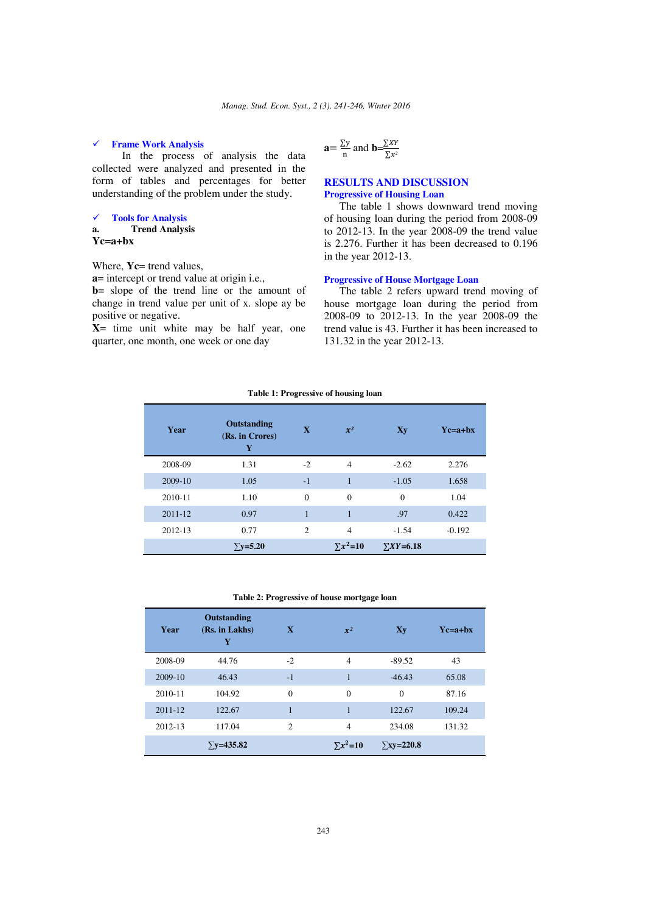- ✓ **Frame Work Analysis**

In the process of analysis the data collected were analyzed and presented in the form of tables and percentages for better understanding of the problem under the study.

- ✓ **Tools for Analysis**

**a. Trend Analysis**

**Yc=a+bx**

Where, **Yc**= trend values,

**a**= intercept or trend value at origin i.e.,

**b**= slope of the trend line or the amount of change in trend value per unit of x. slope ay be positive or negative.

**X**= time unit white may be half year, one quarter, one month, one week or one day

$$a=\frac{\sum y}{n} \text{ and } b=\frac{\sum XY}{\sum x^2}$$

## RESULTS AND DISCUSSION

### Progressive of Housing Loan

The table 1 shows downward trend moving of housing loan during the period from 2008-09 to 2012-13. In the year 2008-09 the trend value is 2.276. Further it has been decreased to 0.196 in the year 2012-13.

### Progressive of House Mortgage Loan

The table 2 refers upward trend moving of house mortgage loan during the period from 2008-09 to 2012-13. In the year 2008-09 the trend value is 43. Further it has been increased to 131.32 in the year 2012-13.

**Table 1: Progressive of housing loan**

| Year | Outstanding (Rs. in Crores) Y | X | $x^2$ | Xy | Yc=a+bx |
|---|---|---|---|---|---|
| 2008-09 | 1.31 | -2 | 4 | -2.62 | 2.276 |
| 2009-10 | 1.05 | -1 | 1 | -1.05 | 1.658 |
| 2010-11 | 1.10 | 0 | 0 | 0 | 1.04 |
| 2011-12 | 0.97 | 1 | 1 | .97 | 0.422 |
| 2012-13 | 0.77 | 2 | 4 | -1.54 | -0.192 |
| | $\sum$y=5.20 | | $\sum x^2$=10 | $\sum XY$=6.18 | |

**Table 2: Progressive of house mortgage loan**

| Year | Outstanding (Rs. in Lakhs) Y | X | $x^2$ | Xy | Yc=a+bx |
|---|---|---|---|---|---|
| 2008-09 | 44.76 | -2 | 4 | -89.52 | 43 |
| 2009-10 | 46.43 | -1 | 1 | -46.43 | 65.08 |
| 2010-11 | 104.92 | 0 | 0 | 0 | 87.16 |
| 2011-12 | 122.67 | 1 | 1 | 122.67 | 109.24 |
| 2012-13 | 117.04 | 2 | 4 | 234.08 | 131.32 |
| | $\sum$y=435.82 | | $\sum x^2$=10 | $\sum$xy=220.8 | |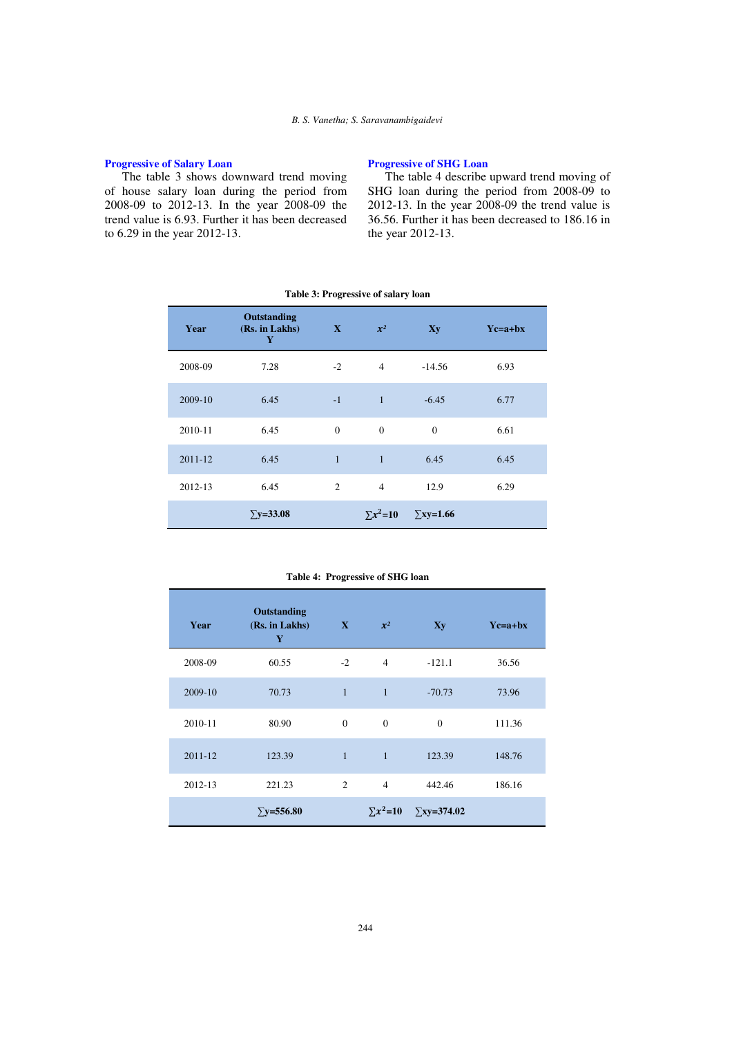## Progressive of Salary Loan

The table 3 shows downward trend moving of house salary loan during the period from 2008-09 to 2012-13. In the year 2008-09 the trend value is 6.93. Further it has been decreased to 6.29 in the year 2012-13.

## Progressive of SHG Loan

The table 4 describe upward trend moving of SHG loan during the period from 2008-09 to 2012-13. In the year 2008-09 the trend value is 36.56. Further it has been decreased to 186.16 in the year 2012-13.

**Table 3: Progressive of salary loan**

| Year | Outstanding (Rs. in Lakhs) Y | X | $x^2$ | Xy | Yc=a+bx |
|---|---|---|---|---|---|
| 2008-09 | 7.28 | -2 | 4 | -14.56 | 6.93 |
| 2009-10 | 6.45 | -1 | 1 | -6.45 | 6.77 |
| 2010-11 | 6.45 | 0 | 0 | 0 | 6.61 |
| 2011-12 | 6.45 | 1 | 1 | 6.45 | 6.45 |
| 2012-13 | 6.45 | 2 | 4 | 12.9 | 6.29 |
| | $\sum$y=33.08 | | $\sum x^2$=10 | $\sum$xy=1.66 | |

**Table 4: Progressive of SHG loan**

| Year | Outstanding (Rs. in Lakhs) Y | X | $x^2$ | Xy | Yc=a+bx |
|---|---|---|---|---|---|
| 2008-09 | 60.55 | -2 | 4 | -121.1 | 36.56 |
| 2009-10 | 70.73 | 1 | 1 | -70.73 | 73.96 |
| 2010-11 | 80.90 | 0 | 0 | 0 | 111.36 |
| 2011-12 | 123.39 | 1 | 1 | 123.39 | 148.76 |
| 2012-13 | 221.23 | 2 | 4 | 442.46 | 186.16 |
| | $\sum$y=556.80 | | $\sum x^2$=10 | $\sum$xy=374.02 | |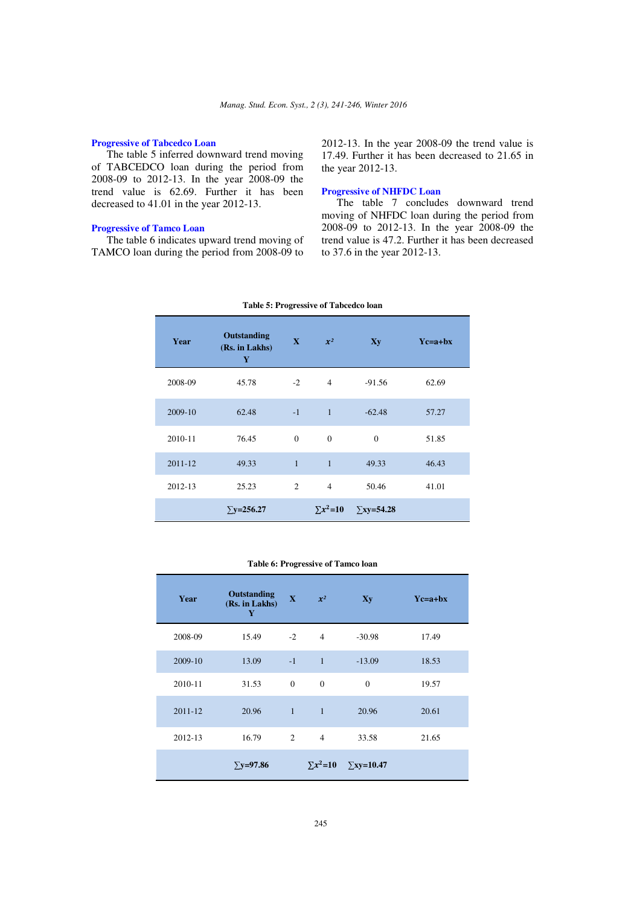### Progressive of Tabcedco Loan

The table 5 inferred downward trend moving of TABCEDCO loan during the period from 2008-09 to 2012-13. In the year 2008-09 the trend value is 62.69. Further it has been decreased to 41.01 in the year 2012-13.

### Progressive of Tamco Loan

The table 6 indicates upward trend moving of TAMCO loan during the period from 2008-09 to 2012-13. In the year 2008-09 the trend value is 17.49. Further it has been decreased to 21.65 in the year 2012-13.

### Progressive of NHFDC Loan

The table 7 concludes downward trend moving of NHFDC loan during the period from 2008-09 to 2012-13. In the year 2008-09 the trend value is 47.2. Further it has been decreased to 37.6 in the year 2012-13.

**Table 5: Progressive of Tabcedco loan**

| Year | Outstanding (Rs. in Lakhs) Y | X | $x^2$ | Xy | Yc=a+bx |
|---|---|---|---|---|---|
| 2008-09 | 45.78 | -2 | 4 | -91.56 | 62.69 |
| 2009-10 | 62.48 | -1 | 1 | -62.48 | 57.27 |
| 2010-11 | 76.45 | 0 | 0 | 0 | 51.85 |
| 2011-12 | 49.33 | 1 | 1 | 49.33 | 46.43 |
| 2012-13 | 25.23 | 2 | 4 | 50.46 | 41.01 |
| | **$\sum y$=256.27** | | **$\sum x^2$=10** | **$\sum xy$=54.28** | |

**Table 6: Progressive of Tamco loan**

| Year | Outstanding (Rs. in Lakhs) Y | X | $x^2$ | Xy | Yc=a+bx |
|---|---|---|---|---|---|
| 2008-09 | 15.49 | -2 | 4 | -30.98 | 17.49 |
| 2009-10 | 13.09 | -1 | 1 | -13.09 | 18.53 |
| 2010-11 | 31.53 | 0 | 0 | 0 | 19.57 |
| 2011-12 | 20.96 | 1 | 1 | 20.96 | 20.61 |
| 2012-13 | 16.79 | 2 | 4 | 33.58 | 21.65 |
| | **$\sum y$=97.86** | | **$\sum x^2$=10** | **$\sum xy$=10.47** | |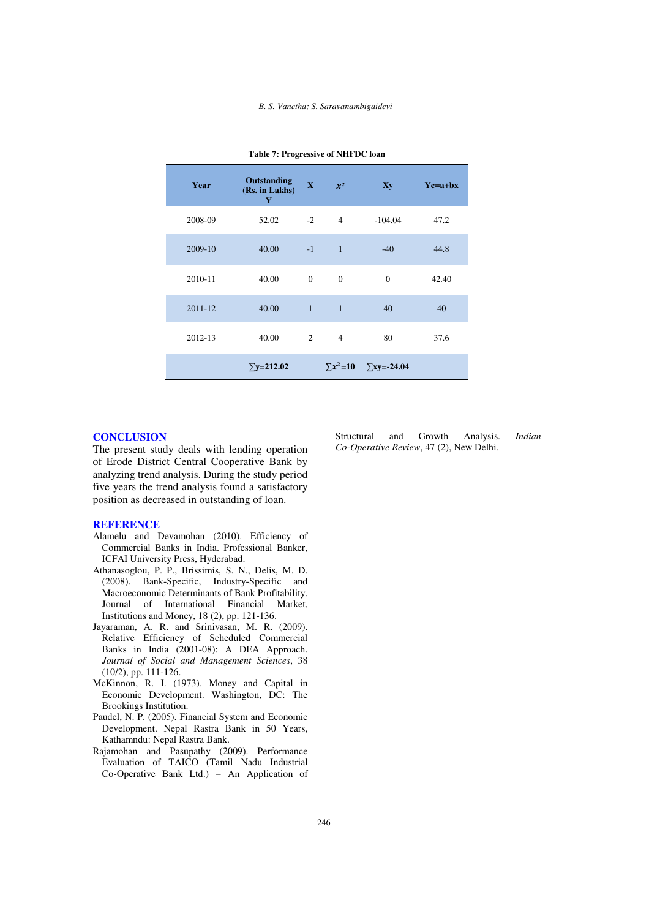**Table 7: Progressive of NHFDC loan**

| Year | Outstanding (Rs. in Lakhs) Y | X | $x^2$ | Xy | Yc=a+bx |
|---|---|---|---|---|---|
| 2008-09 | 52.02 | -2 | 4 | -104.04 | 47.2 |
| 2009-10 | 40.00 | -1 | 1 | -40 | 44.8 |
| 2010-11 | 40.00 | 0 | 0 | 0 | 42.40 |
| 2011-12 | 40.00 | 1 | 1 | 40 | 40 |
| 2012-13 | 40.00 | 2 | 4 | 80 | 37.6 |
| | $\sum y=212.02$ | | $\sum x^2=10$ | $\sum xy=-24.04$ | |

## CONCLUSION

The present study deals with lending operation of Erode District Central Cooperative Bank by analyzing trend analysis. During the study period five years the trend analysis found a satisfactory position as decreased in outstanding of loan.

## REFERENCE

Alamelu and Devamohan (2010). Efficiency of Commercial Banks in India. Professional Banker, ICFAI University Press, Hyderabad.

Athanasoglou, P. P., Brissimis, S. N., Delis, M. D. (2008). Bank-Specific, Industry-Specific and Macroeconomic Determinants of Bank Profitability. Journal of International Financial Market, Institutions and Money, 18 (2), pp. 121-136.

Jayaraman, A. R. and Srinivasan, M. R. (2009). Relative Efficiency of Scheduled Commercial Banks in India (2001-08): A DEA Approach. *Journal of Social and Management Sciences*, 38 (10/2), pp. 111-126.

McKinnon, R. I. (1973). Money and Capital in Economic Development. Washington, DC: The Brookings Institution.

Paudel, N. P. (2005). Financial System and Economic Development. Nepal Rastra Bank in 50 Years, Kathamndu: Nepal Rastra Bank.

Rajamohan and Pasupathy (2009). Performance Evaluation of TAICO (Tamil Nadu Industrial Co-Operative Bank Ltd.) – An Application of Structural and Growth Analysis. *Indian Co-Operative Review*, 47 (2), New Delhi.